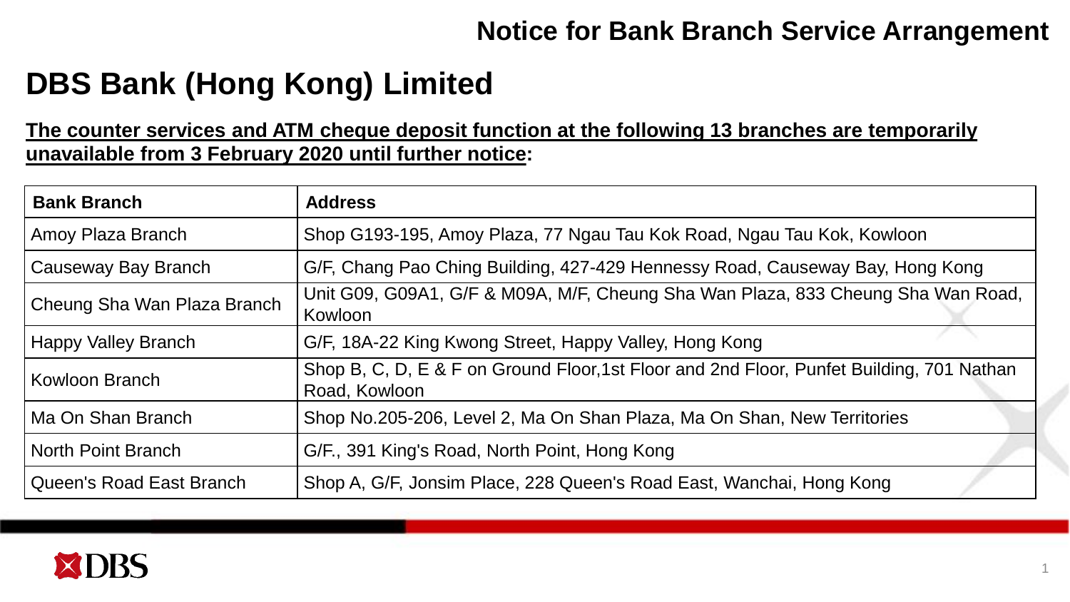Notice for Bank Branch Service Arrangement

# DBS Bank (Hong Kong) Limited

**The counter services and ATM cheque deposit function at the following 13 branches are temporarily unavailable from 3 February 2020 until further notice:**

| Bank Branch | Address |
|---|---|
| Amoy Plaza Branch | Shop G193-195, Amoy Plaza, 77 Ngau Tau Kok Road, Ngau Tau Kok, Kowloon |
| Causeway Bay Branch | G/F, Chang Pao Ching Building, 427-429 Hennessy Road, Causeway Bay, Hong Kong |
| Cheung Sha Wan Plaza Branch | Unit G09, G09A1, G/F & M09A, M/F, Cheung Sha Wan Plaza, 833 Cheung Sha Wan Road, Kowloon |
| Happy Valley Branch | G/F, 18A-22 King Kwong Street, Happy Valley, Hong Kong |
| Kowloon Branch | Shop B, C, D, E & F on Ground Floor,1st Floor and 2nd Floor, Punfet Building, 701 Nathan Road, Kowloon |
| Ma On Shan Branch | Shop No.205-206, Level 2, Ma On Shan Plaza, Ma On Shan, New Territories |
| North Point Branch | G/F., 391 King's Road, North Point, Hong Kong |
| Queen's Road East Branch | Shop A, G/F, Jonsim Place, 228 Queen's Road East, Wanchai, Hong Kong |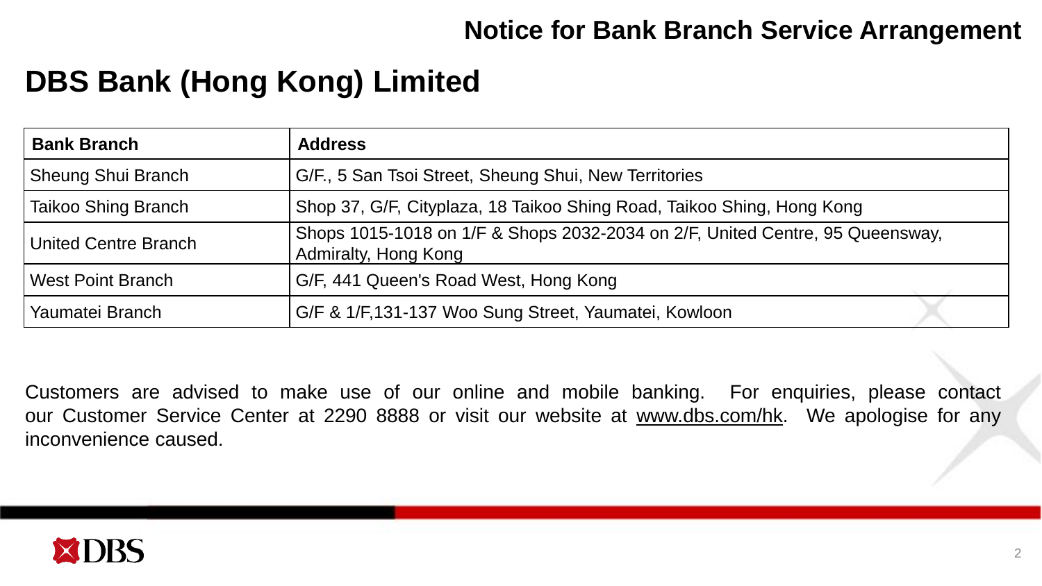# Notice for Bank Branch Service Arrangement

## DBS Bank (Hong Kong) Limited

| Bank Branch | Address |
|---|---|
| Sheung Shui Branch | G/F., 5 San Tsoi Street, Sheung Shui, New Territories |
| Taikoo Shing Branch | Shop 37, G/F, Cityplaza, 18 Taikoo Shing Road, Taikoo Shing, Hong Kong |
| United Centre Branch | Shops 1015-1018 on 1/F & Shops 2032-2034 on 2/F, United Centre, 95 Queensway, Admiralty, Hong Kong |
| West Point Branch | G/F, 441 Queen's Road West, Hong Kong |
| Yaumatei Branch | G/F & 1/F,131-137 Woo Sung Street, Yaumatei, Kowloon |

Customers are advised to make use of our online and mobile banking. For enquiries, please contact our Customer Service Center at 2290 8888 or visit our website at www.dbs.com/hk. We apologise for any inconvenience caused.

DBS